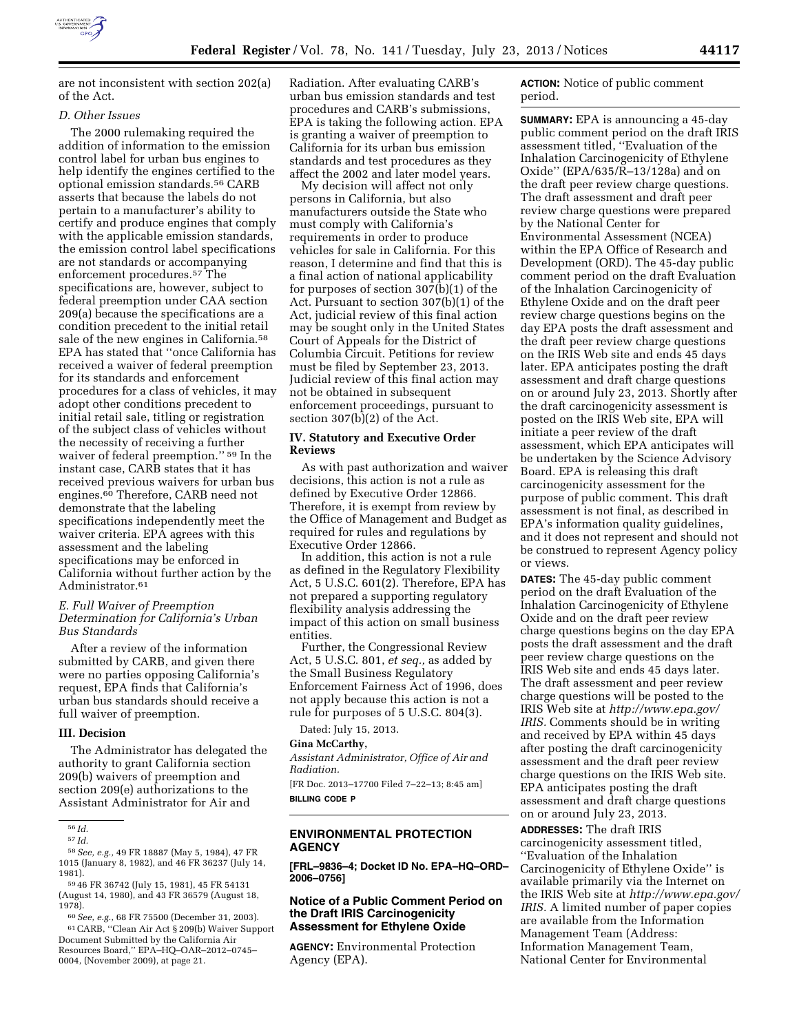are not inconsistent with section 202(a) of the Act.

*D. Other Issues*

The 2000 rulemaking required the addition of information to the emission control label for urban bus engines to help identify the engines certified to the optional emission standards.[56] CARB asserts that because the labels do not pertain to a manufacturer's ability to certify and produce engines that comply with the applicable emission standards, the emission control label specifications are not standards or accompanying enforcement procedures.[57] The specifications are, however, subject to federal preemption under CAA section 209(a) because the specifications are a condition precedent to the initial retail sale of the new engines in California.[58] EPA has stated that ''once California has received a waiver of federal preemption for its standards and enforcement procedures for a class of vehicles, it may adopt other conditions precedent to initial retail sale, titling or registration of the subject class of vehicles without the necessity of receiving a further waiver of federal preemption.'' [59] In the instant case, CARB states that it has received previous waivers for urban bus engines.[60] Therefore, CARB need not demonstrate that the labeling specifications independently meet the waiver criteria. EPA agrees with this assessment and the labeling specifications may be enforced in California without further action by the Administrator.[61]

*E. Full Waiver of Preemption Determination for California's Urban Bus Standards*

After a review of the information submitted by CARB, and given there were no parties opposing California's request, EPA finds that California's urban bus standards should receive a full waiver of preemption.

**III. Decision**

The Administrator has delegated the authority to grant California section 209(b) waivers of preemption and section 209(e) authorizations to the Assistant Administrator for Air and Radiation. After evaluating CARB's urban bus emission standards and test procedures and CARB's submissions, EPA is taking the following action. EPA is granting a waiver of preemption to California for its urban bus emission standards and test procedures as they affect the 2002 and later model years.

My decision will affect not only persons in California, but also manufacturers outside the State who must comply with California's requirements in order to produce vehicles for sale in California. For this reason, I determine and find that this is a final action of national applicability for purposes of section 307(b)(1) of the Act. Pursuant to section 307(b)(1) of the Act, judicial review of this final action may be sought only in the United States Court of Appeals for the District of Columbia Circuit. Petitions for review must be filed by September 23, 2013. Judicial review of this final action may not be obtained in subsequent enforcement proceedings, pursuant to section 307(b)(2) of the Act.

**IV. Statutory and Executive Order Reviews**

As with past authorization and waiver decisions, this action is not a rule as defined by Executive Order 12866. Therefore, it is exempt from review by the Office of Management and Budget as required for rules and regulations by Executive Order 12866.

In addition, this action is not a rule as defined in the Regulatory Flexibility Act, 5 U.S.C. 601(2). Therefore, EPA has not prepared a supporting regulatory flexibility analysis addressing the impact of this action on small business entities.

Further, the Congressional Review Act, 5 U.S.C. 801, *et seq.,* as added by the Small Business Regulatory Enforcement Fairness Act of 1996, does not apply because this action is not a rule for purposes of 5 U.S.C. 804(3).

Dated: July 15, 2013.

**Gina McCarthy,**

*Assistant Administrator, Office of Air and Radiation.*

[FR Doc. 2013–17700 Filed 7–22–13; 8:45 am]

**BILLING CODE P**

[56] *Id.*

[57] *Id.*

[58] *See, e.g.,* 49 FR 18887 (May 5, 1984), 47 FR 1015 (January 8, 1982), and 46 FR 36237 (July 14, 1981).

[59] 46 FR 36742 (July 15, 1981), 45 FR 54131 (August 14, 1980), and 43 FR 36579 (August 18, 1978).

[60] *See, e.g.,* 68 FR 75500 (December 31, 2003).

[61] CARB, ''Clean Air Act § 209(b) Waiver Support Document Submitted by the California Air Resources Board,'' EPA–HQ–OAR–2012–0745–0004, (November 2009), at page 21.

## ENVIRONMENTAL PROTECTION AGENCY

**[FRL–9836–4; Docket ID No. EPA–HQ–ORD–2006–0756]**

### Notice of a Public Comment Period on the Draft IRIS Carcinogenicity Assessment for Ethylene Oxide

**AGENCY:** Environmental Protection Agency (EPA).

**ACTION:** Notice of public comment period.

**SUMMARY:** EPA is announcing a 45-day public comment period on the draft IRIS assessment titled, ''Evaluation of the Inhalation Carcinogenicity of Ethylene Oxide'' (EPA/635/R–13/128a) and on the draft peer review charge questions. The draft assessment and draft peer review charge questions were prepared by the National Center for Environmental Assessment (NCEA) within the EPA Office of Research and Development (ORD). The 45-day public comment period on the draft Evaluation of the Inhalation Carcinogenicity of Ethylene Oxide and on the draft peer review charge questions begins on the day EPA posts the draft assessment and the draft peer review charge questions on the IRIS Web site and ends 45 days later. EPA anticipates posting the draft assessment and draft charge questions on or around July 23, 2013. Shortly after the draft carcinogenicity assessment is posted on the IRIS Web site, EPA will initiate a peer review of the draft assessment, which EPA anticipates will be undertaken by the Science Advisory Board. EPA is releasing this draft carcinogenicity assessment for the purpose of public comment. This draft assessment is not final, as described in EPA's information quality guidelines, and it does not represent and should not be construed to represent Agency policy or views.

**DATES:** The 45-day public comment period on the draft Evaluation of the Inhalation Carcinogenicity of Ethylene Oxide and on the draft peer review charge questions begins on the day EPA posts the draft assessment and the draft peer review charge questions on the IRIS Web site and ends 45 days later. The draft assessment and peer review charge questions will be posted to the IRIS Web site at *http://www.epa.gov/IRIS.* Comments should be in writing and received by EPA within 45 days after posting the draft carcinogenicity assessment and the draft peer review charge questions on the IRIS Web site. EPA anticipates posting the draft assessment and draft charge questions on or around July 23, 2013.

**ADDRESSES:** The draft IRIS carcinogenicity assessment titled, ''Evaluation of the Inhalation Carcinogenicity of Ethylene Oxide'' is available primarily via the Internet on the IRIS Web site at *http://www.epa.gov/IRIS.* A limited number of paper copies are available from the Information Management Team (Address: Information Management Team, National Center for Environmental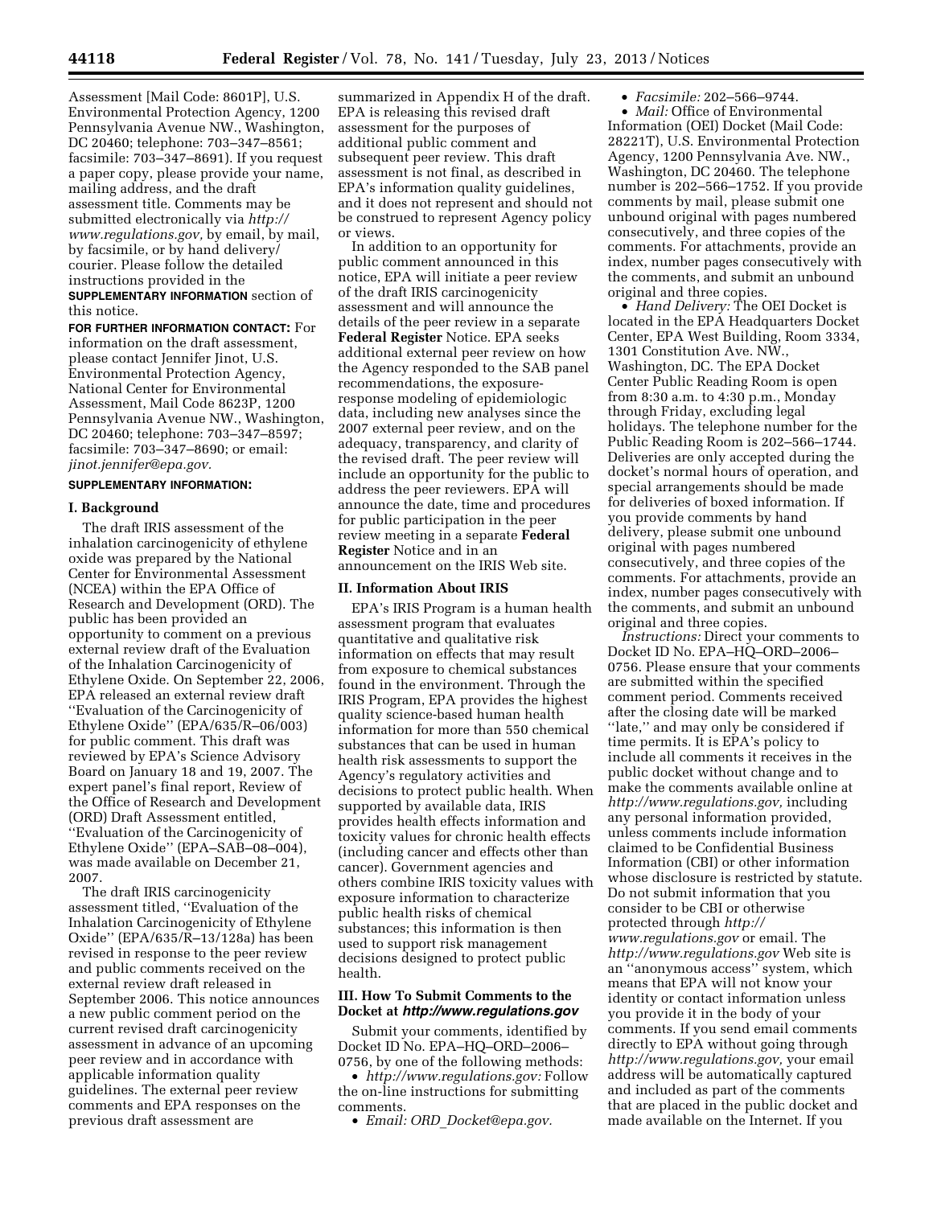Assessment [Mail Code: 8601P], U.S. Environmental Protection Agency, 1200 Pennsylvania Avenue NW., Washington, DC 20460; telephone: 703–347–8561; facsimile: 703–347–8691). If you request a paper copy, please provide your name, mailing address, and the draft assessment title. Comments may be submitted electronically via *http://www.regulations.gov,* by email, by mail, by facsimile, or by hand delivery/courier. Please follow the detailed instructions provided in the **SUPPLEMENTARY INFORMATION** section of this notice.

**FOR FURTHER INFORMATION CONTACT:** For information on the draft assessment, please contact Jennifer Jinot, U.S. Environmental Protection Agency, National Center for Environmental Assessment, Mail Code 8623P, 1200 Pennsylvania Avenue NW., Washington, DC 20460; telephone: 703–347–8597; facsimile: 703–347–8690; or email: *jinot.jennifer@epa.gov.*

**SUPPLEMENTARY INFORMATION:**

## I. Background

The draft IRIS assessment of the inhalation carcinogenicity of ethylene oxide was prepared by the National Center for Environmental Assessment (NCEA) within the EPA Office of Research and Development (ORD). The public has been provided an opportunity to comment on a previous external review draft of the Evaluation of the Inhalation Carcinogenicity of Ethylene Oxide. On September 22, 2006, EPA released an external review draft ''Evaluation of the Carcinogenicity of Ethylene Oxide'' (EPA/635/R–06/003) for public comment. This draft was reviewed by EPA's Science Advisory Board on January 18 and 19, 2007. The expert panel's final report, Review of the Office of Research and Development (ORD) Draft Assessment entitled, ''Evaluation of the Carcinogenicity of Ethylene Oxide'' (EPA–SAB–08–004), was made available on December 21, 2007.

The draft IRIS carcinogenicity assessment titled, ''Evaluation of the Inhalation Carcinogenicity of Ethylene Oxide'' (EPA/635/R–13/128a) has been revised in response to the peer review and public comments received on the external review draft released in September 2006. This notice announces a new public comment period on the current revised draft carcinogenicity assessment in advance of an upcoming peer review and in accordance with applicable information quality guidelines. The external peer review comments and EPA responses on the previous draft assessment are summarized in Appendix H of the draft. EPA is releasing this revised draft assessment for the purposes of additional public comment and subsequent peer review. This draft assessment is not final, as described in EPA's information quality guidelines, and it does not represent and should not be construed to represent Agency policy or views.

In addition to an opportunity for public comment announced in this notice, EPA will initiate a peer review of the draft IRIS carcinogenicity assessment and will announce the details of the peer review in a separate **Federal Register** Notice. EPA seeks additional external peer review on how the Agency responded to the SAB panel recommendations, the exposure-response modeling of epidemiologic data, including new analyses since the 2007 external peer review, and on the adequacy, transparency, and clarity of the revised draft. The peer review will include an opportunity for the public to address the peer reviewers. EPA will announce the date, time and procedures for public participation in the peer review meeting in a separate **Federal Register** Notice and in an announcement on the IRIS Web site.

## II. Information About IRIS

EPA's IRIS Program is a human health assessment program that evaluates quantitative and qualitative risk information on effects that may result from exposure to chemical substances found in the environment. Through the IRIS Program, EPA provides the highest quality science-based human health information for more than 550 chemical substances that can be used in human health risk assessments to support the Agency's regulatory activities and decisions to protect public health. When supported by available data, IRIS provides health effects information and toxicity values for chronic health effects (including cancer and effects other than cancer). Government agencies and others combine IRIS toxicity values with exposure information to characterize public health risks of chemical substances; this information is then used to support risk management decisions designed to protect public health.

## III. How To Submit Comments to the Docket at *http://www.regulations.gov*

Submit your comments, identified by Docket ID No. EPA–HQ–ORD–2006–0756, by one of the following methods:

- *http://www.regulations.gov:* Follow the on-line instructions for submitting comments.
- *Email: ORD_Docket@epa.gov.*
- *Facsimile:* 202–566–9744.
- *Mail:* Office of Environmental Information (OEI) Docket (Mail Code: 28221T), U.S. Environmental Protection Agency, 1200 Pennsylvania Ave. NW., Washington, DC 20460. The telephone number is 202–566–1752. If you provide comments by mail, please submit one unbound original with pages numbered consecutively, and three copies of the comments. For attachments, provide an index, number pages consecutively with the comments, and submit an unbound original and three copies.
- *Hand Delivery:* The OEI Docket is located in the EPA Headquarters Docket Center, EPA West Building, Room 3334, 1301 Constitution Ave. NW., Washington, DC. The EPA Docket Center Public Reading Room is open from 8:30 a.m. to 4:30 p.m., Monday through Friday, excluding legal holidays. The telephone number for the Public Reading Room is 202–566–1744. Deliveries are only accepted during the docket's normal hours of operation, and special arrangements should be made for deliveries of boxed information. If you provide comments by hand delivery, please submit one unbound original with pages numbered consecutively, and three copies of the comments. For attachments, provide an index, number pages consecutively with the comments, and submit an unbound original and three copies.

*Instructions:* Direct your comments to Docket ID No. EPA–HQ–ORD–2006–0756. Please ensure that your comments are submitted within the specified comment period. Comments received after the closing date will be marked ''late,'' and may only be considered if time permits. It is EPA's policy to include all comments it receives in the public docket without change and to make the comments available online at *http://www.regulations.gov,* including any personal information provided, unless comments include information claimed to be Confidential Business Information (CBI) or other information whose disclosure is restricted by statute. Do not submit information that you consider to be CBI or otherwise protected through *http://www.regulations.gov* or email. The *http://www.regulations.gov* Web site is an ''anonymous access'' system, which means that EPA will not know your identity or contact information unless you provide it in the body of your comments. If you send email comments directly to EPA without going through *http://www.regulations.gov,* your email address will be automatically captured and included as part of the comments that are placed in the public docket and made available on the Internet. If you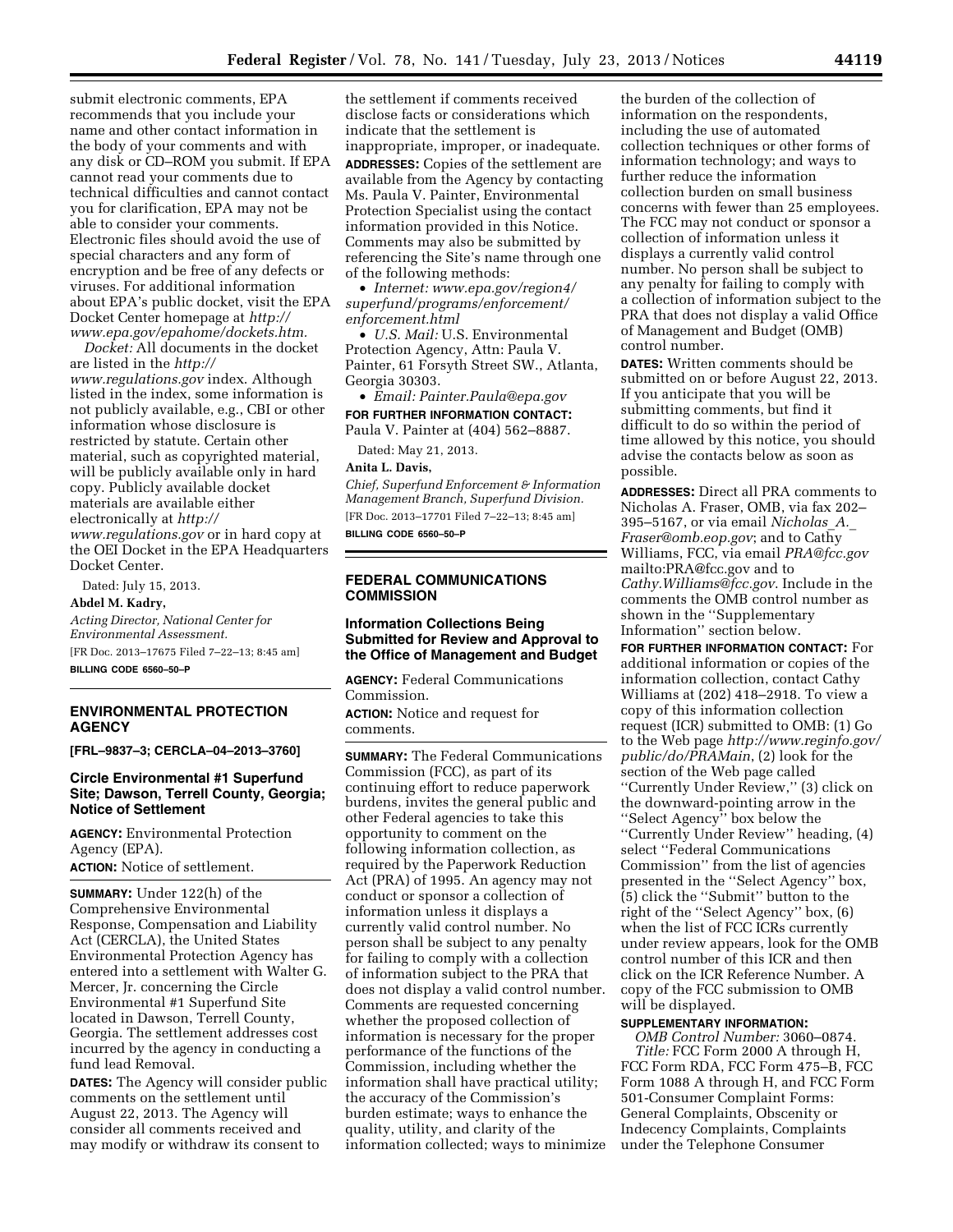submit electronic comments, EPA recommends that you include your name and other contact information in the body of your comments and with any disk or CD–ROM you submit. If EPA cannot read your comments due to technical difficulties and cannot contact you for clarification, EPA may not be able to consider your comments. Electronic files should avoid the use of special characters and any form of encryption and be free of any defects or viruses. For additional information about EPA's public docket, visit the EPA Docket Center homepage at *http://www.epa.gov/epahome/dockets.htm.*

*Docket:* All documents in the docket are listed in the *http://www.regulations.gov* index. Although listed in the index, some information is not publicly available, e.g., CBI or other information whose disclosure is restricted by statute. Certain other material, such as copyrighted material, will be publicly available only in hard copy. Publicly available docket materials are available either electronically at *http://www.regulations.gov* or in hard copy at the OEI Docket in the EPA Headquarters Docket Center.

Dated: July 15, 2013.

**Abdel M. Kadry,**

*Acting Director, National Center for Environmental Assessment.*

[FR Doc. 2013–17675 Filed 7–22–13; 8:45 am]

**BILLING CODE 6560–50–P**

## ENVIRONMENTAL PROTECTION AGENCY

**[FRL–9837–3; CERCLA–04–2013–3760]**

### Circle Environmental #1 Superfund Site; Dawson, Terrell County, Georgia; Notice of Settlement

**AGENCY:** Environmental Protection Agency (EPA).

**ACTION:** Notice of settlement.

**SUMMARY:** Under 122(h) of the Comprehensive Environmental Response, Compensation and Liability Act (CERCLA), the United States Environmental Protection Agency has entered into a settlement with Walter G. Mercer, Jr. concerning the Circle Environmental #1 Superfund Site located in Dawson, Terrell County, Georgia. The settlement addresses cost incurred by the agency in conducting a fund lead Removal.

**DATES:** The Agency will consider public comments on the settlement until August 22, 2013. The Agency will consider all comments received and may modify or withdraw its consent to the settlement if comments received disclose facts or considerations which indicate that the settlement is inappropriate, improper, or inadequate.

**ADDRESSES:** Copies of the settlement are available from the Agency by contacting Ms. Paula V. Painter, Environmental Protection Specialist using the contact information provided in this Notice. Comments may also be submitted by referencing the Site's name through one of the following methods:

- *Internet: www.epa.gov/region4/superfund/programs/enforcement/enforcement.html*
- *U.S. Mail:* U.S. Environmental Protection Agency, Attn: Paula V. Painter, 61 Forsyth Street SW., Atlanta, Georgia 30303.
- *Email: Painter.Paula@epa.gov*

**FOR FURTHER INFORMATION CONTACT:** Paula V. Painter at (404) 562–8887.

Dated: May 21, 2013.

**Anita L. Davis,**

*Chief, Superfund Enforcement & Information Management Branch, Superfund Division.*

[FR Doc. 2013–17701 Filed 7–22–13; 8:45 am]

**BILLING CODE 6560–50–P**

## FEDERAL COMMUNICATIONS COMMISSION

### Information Collections Being Submitted for Review and Approval to the Office of Management and Budget

**AGENCY:** Federal Communications Commission.

**ACTION:** Notice and request for comments.

**SUMMARY:** The Federal Communications Commission (FCC), as part of its continuing effort to reduce paperwork burdens, invites the general public and other Federal agencies to take this opportunity to comment on the following information collection, as required by the Paperwork Reduction Act (PRA) of 1995. An agency may not conduct or sponsor a collection of information unless it displays a currently valid control number. No person shall be subject to any penalty for failing to comply with a collection of information subject to the PRA that does not display a valid control number. Comments are requested concerning whether the proposed collection of information is necessary for the proper performance of the functions of the Commission, including whether the information shall have practical utility; the accuracy of the Commission's burden estimate; ways to enhance the quality, utility, and clarity of the information collected; ways to minimize the burden of the collection of information on the respondents, including the use of automated collection techniques or other forms of information technology; and ways to further reduce the information collection burden on small business concerns with fewer than 25 employees. The FCC may not conduct or sponsor a collection of information unless it displays a currently valid control number. No person shall be subject to any penalty for failing to comply with a collection of information subject to the PRA that does not display a valid Office of Management and Budget (OMB) control number.

**DATES:** Written comments should be submitted on or before August 22, 2013. If you anticipate that you will be submitting comments, but find it difficult to do so within the period of time allowed by this notice, you should advise the contacts below as soon as possible.

**ADDRESSES:** Direct all PRA comments to Nicholas A. Fraser, OMB, via fax 202–395–5167, or via email *Nicholas_A._Fraser@omb.eop.gov*; and to Cathy Williams, FCC, via email *PRA@fcc.gov* mailto:PRA@fcc.gov and to *Cathy.Williams@fcc.gov*. Include in the comments the OMB control number as shown in the ''Supplementary Information'' section below.

**FOR FURTHER INFORMATION CONTACT:** For additional information or copies of the information collection, contact Cathy Williams at (202) 418–2918. To view a copy of this information collection request (ICR) submitted to OMB: (1) Go to the Web page *http://www.reginfo.gov/public/do/PRAMain*, (2) look for the section of the Web page called ''Currently Under Review,'' (3) click on the downward-pointing arrow in the ''Select Agency'' box below the ''Currently Under Review'' heading, (4) select ''Federal Communications Commission'' from the list of agencies presented in the ''Select Agency'' box, (5) click the ''Submit'' button to the right of the ''Select Agency'' box, (6) when the list of FCC ICRs currently under review appears, look for the OMB control number of this ICR and then click on the ICR Reference Number. A copy of the FCC submission to OMB will be displayed.

**SUPPLEMENTARY INFORMATION:**

*OMB Control Number:* 3060–0874.

*Title:* FCC Form 2000 A through H, FCC Form RDA, FCC Form 475–B, FCC Form 1088 A through H, and FCC Form 501-Consumer Complaint Forms: General Complaints, Obscenity or Indecency Complaints, Complaints under the Telephone Consumer